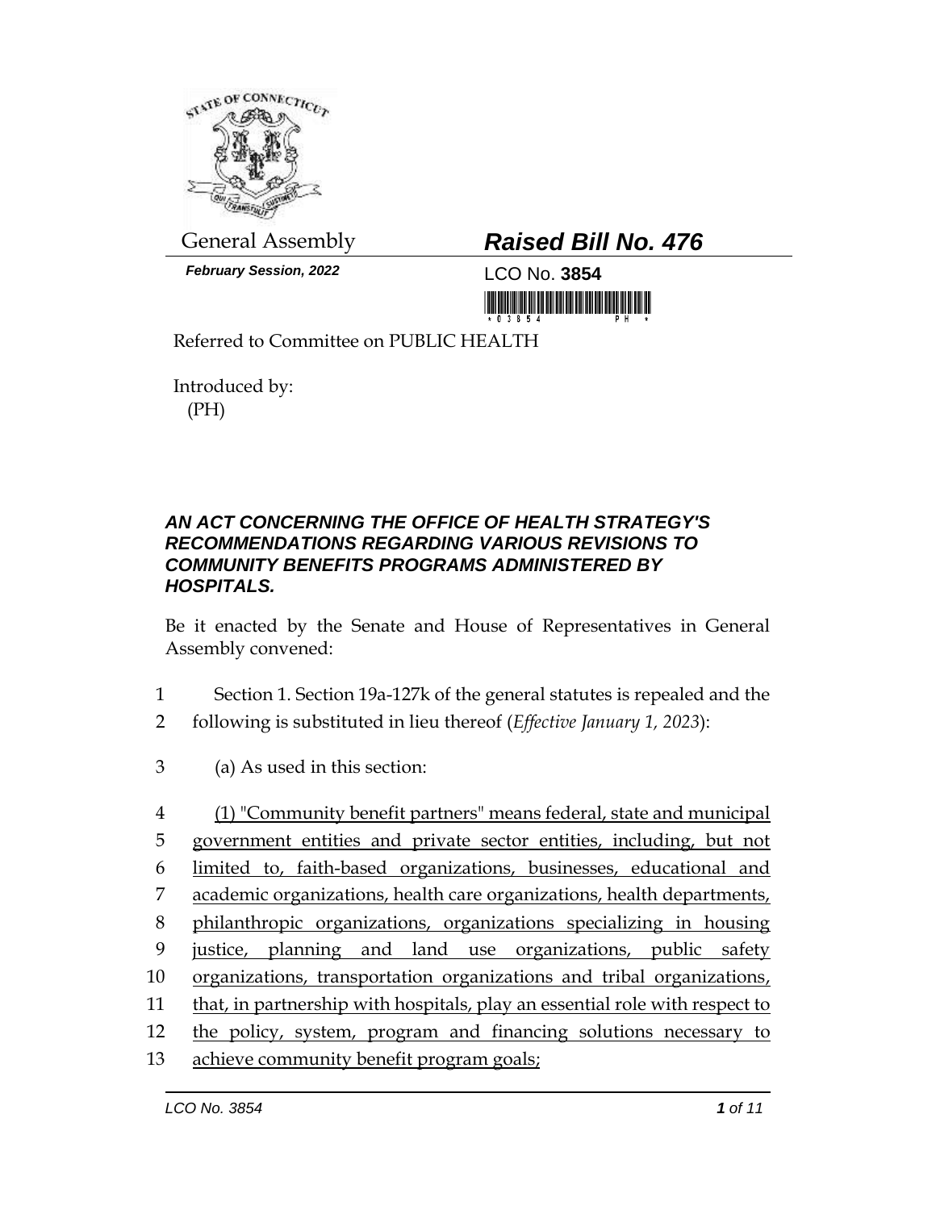General Assembly

**_Raised Bill No. 476_**

**_February Session, 2022_**

LCO No. **3854**

Referred to Committee on PUBLIC HEALTH

Introduced by:
(PH)

***AN ACT CONCERNING THE OFFICE OF HEALTH STRATEGY'S RECOMMENDATIONS REGARDING VARIOUS REVISIONS TO COMMUNITY BENEFITS PROGRAMS ADMINISTERED BY HOSPITALS.***

Be it enacted by the Senate and House of Representatives in General Assembly convened:

1 Section 1. Section 19a-127k of the general statutes is repealed and the
2 following is substituted in lieu thereof (*Effective January 1, 2023*):

3 (a) As used in this section:

4 <u>(1) "Community benefit partners" means federal, state and municipal</u>
5 <u>government entities and private sector entities, including, but not</u>
6 <u>limited to, faith-based organizations, businesses, educational and</u>
7 <u>academic organizations, health care organizations, health departments,</u>
8 <u>philanthropic organizations, organizations specializing in housing</u>
9 <u>justice, planning and land use organizations, public safety</u>
10 <u>organizations, transportation organizations and tribal organizations,</u>
11 <u>that, in partnership with hospitals, play an essential role with respect to</u>
12 <u>the policy, system, program and financing solutions necessary to</u>
13 <u>achieve community benefit program goals;</u>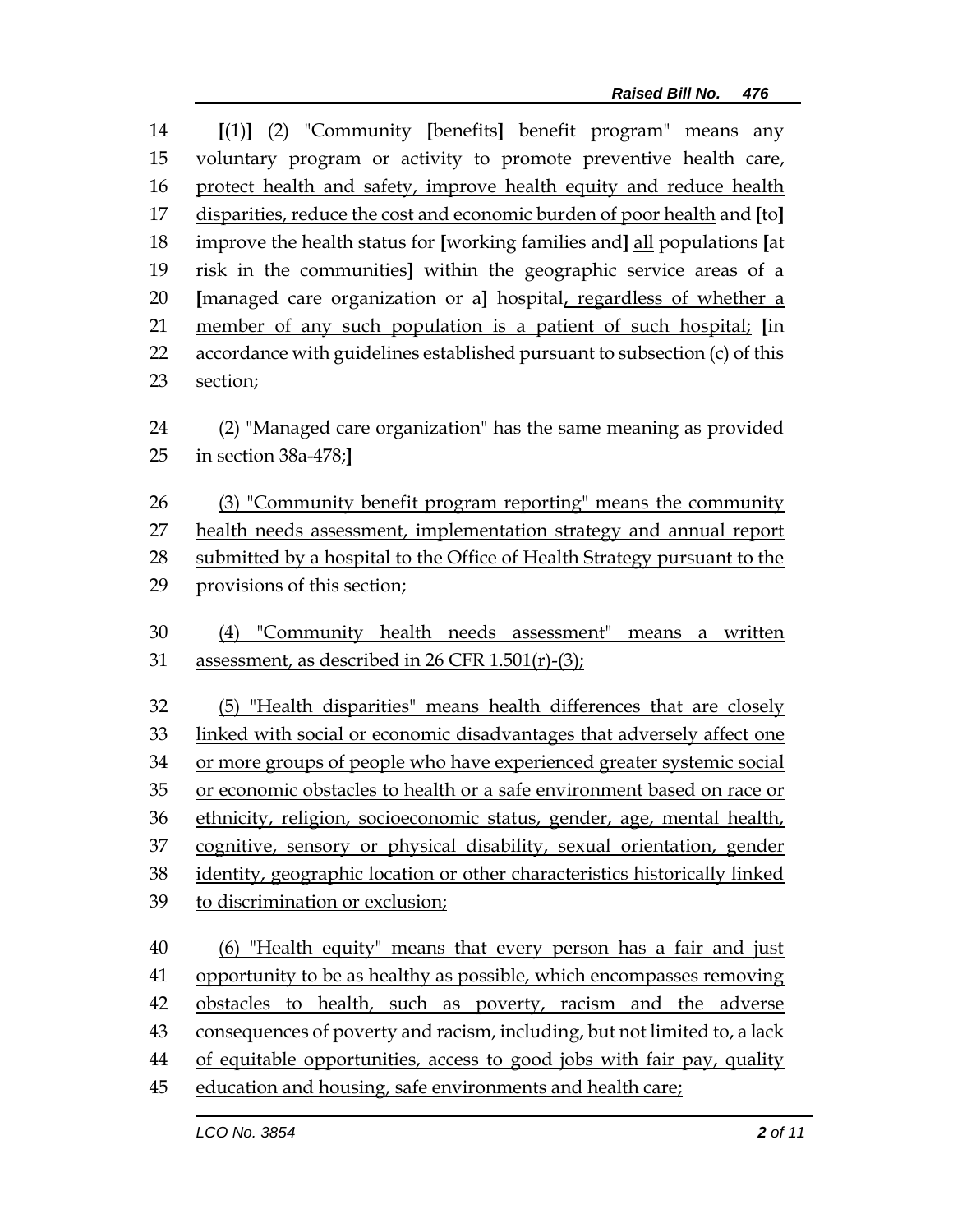[(1)] (2) "Community [benefits] benefit program" means any voluntary program or activity to promote preventive health care, protect health and safety, improve health equity and reduce health disparities, reduce the cost and economic burden of poor health and [to] improve the health status for [working families and] all populations [at risk in the communities] within the geographic service areas of a [managed care organization or a] hospital, regardless of whether a member of any such population is a patient of such hospital; [in accordance with guidelines established pursuant to subsection (c) of this section;

(2) "Managed care organization" has the same meaning as provided in section 38a-478;]

(3) "Community benefit program reporting" means the community health needs assessment, implementation strategy and annual report submitted by a hospital to the Office of Health Strategy pursuant to the provisions of this section;

(4) "Community health needs assessment" means a written assessment, as described in 26 CFR 1.501(r)-(3);

(5) "Health disparities" means health differences that are closely linked with social or economic disadvantages that adversely affect one or more groups of people who have experienced greater systemic social or economic obstacles to health or a safe environment based on race or ethnicity, religion, socioeconomic status, gender, age, mental health, cognitive, sensory or physical disability, sexual orientation, gender identity, geographic location or other characteristics historically linked to discrimination or exclusion;

(6) "Health equity" means that every person has a fair and just opportunity to be as healthy as possible, which encompasses removing obstacles to health, such as poverty, racism and the adverse consequences of poverty and racism, including, but not limited to, a lack of equitable opportunities, access to good jobs with fair pay, quality education and housing, safe environments and health care;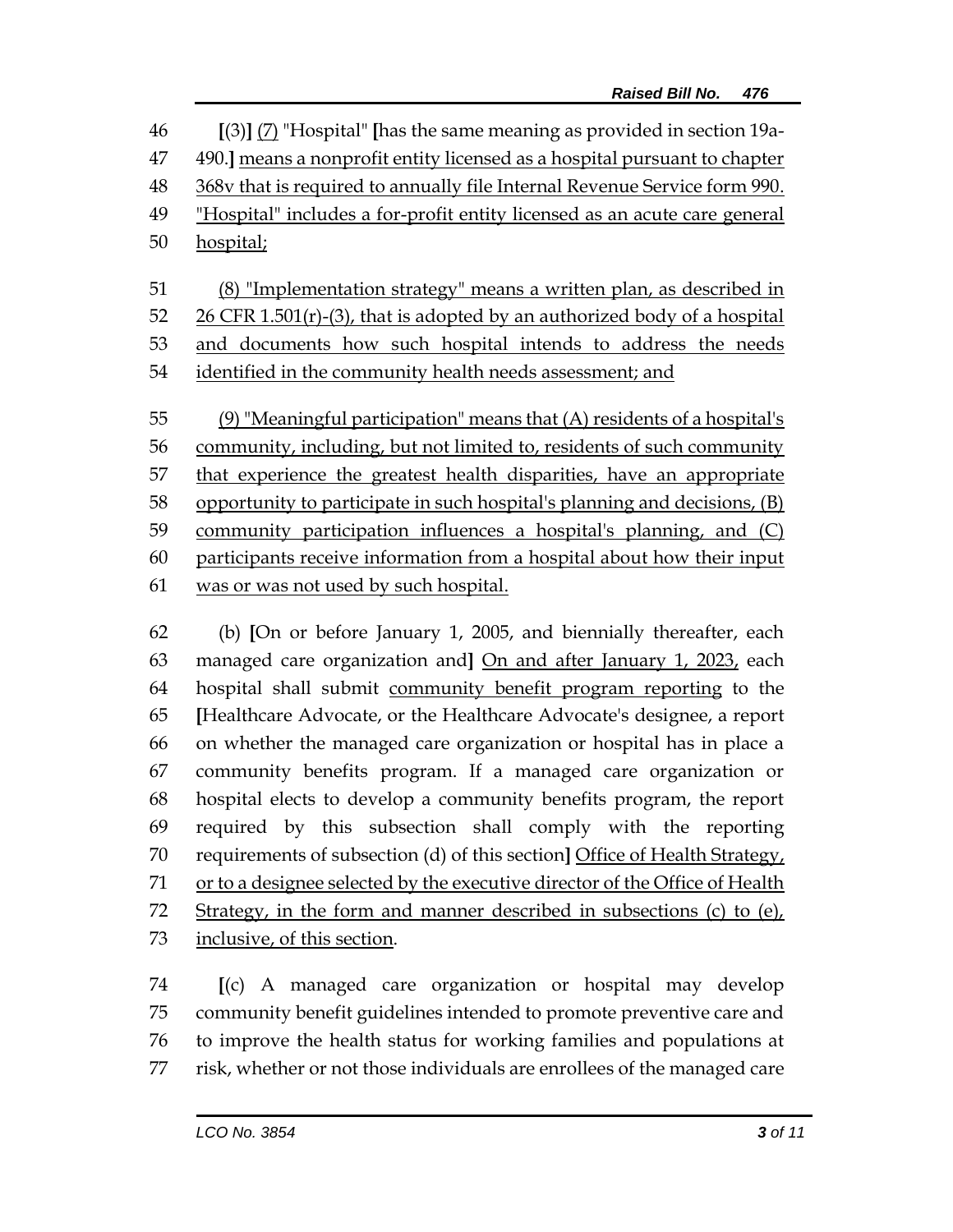[(3)] (7) "Hospital" [has the same meaning as provided in section 19a-490.] means a nonprofit entity licensed as a hospital pursuant to chapter 368v that is required to annually file Internal Revenue Service form 990. "Hospital" includes a for-profit entity licensed as an acute care general hospital;

(8) "Implementation strategy" means a written plan, as described in 26 CFR 1.501(r)-(3), that is adopted by an authorized body of a hospital and documents how such hospital intends to address the needs identified in the community health needs assessment; and

(9) "Meaningful participation" means that (A) residents of a hospital's community, including, but not limited to, residents of such community that experience the greatest health disparities, have an appropriate opportunity to participate in such hospital's planning and decisions, (B) community participation influences a hospital's planning, and (C) participants receive information from a hospital about how their input was or was not used by such hospital.

(b) [On or before January 1, 2005, and biennially thereafter, each managed care organization and] On and after January 1, 2023, each hospital shall submit community benefit program reporting to the [Healthcare Advocate, or the Healthcare Advocate's designee, a report on whether the managed care organization or hospital has in place a community benefits program. If a managed care organization or hospital elects to develop a community benefits program, the report required by this subsection shall comply with the reporting requirements of subsection (d) of this section] Office of Health Strategy, or to a designee selected by the executive director of the Office of Health Strategy, in the form and manner described in subsections (c) to (e), inclusive, of this section.

[(c) A managed care organization or hospital may develop community benefit guidelines intended to promote preventive care and to improve the health status for working families and populations at risk, whether or not those individuals are enrollees of the managed care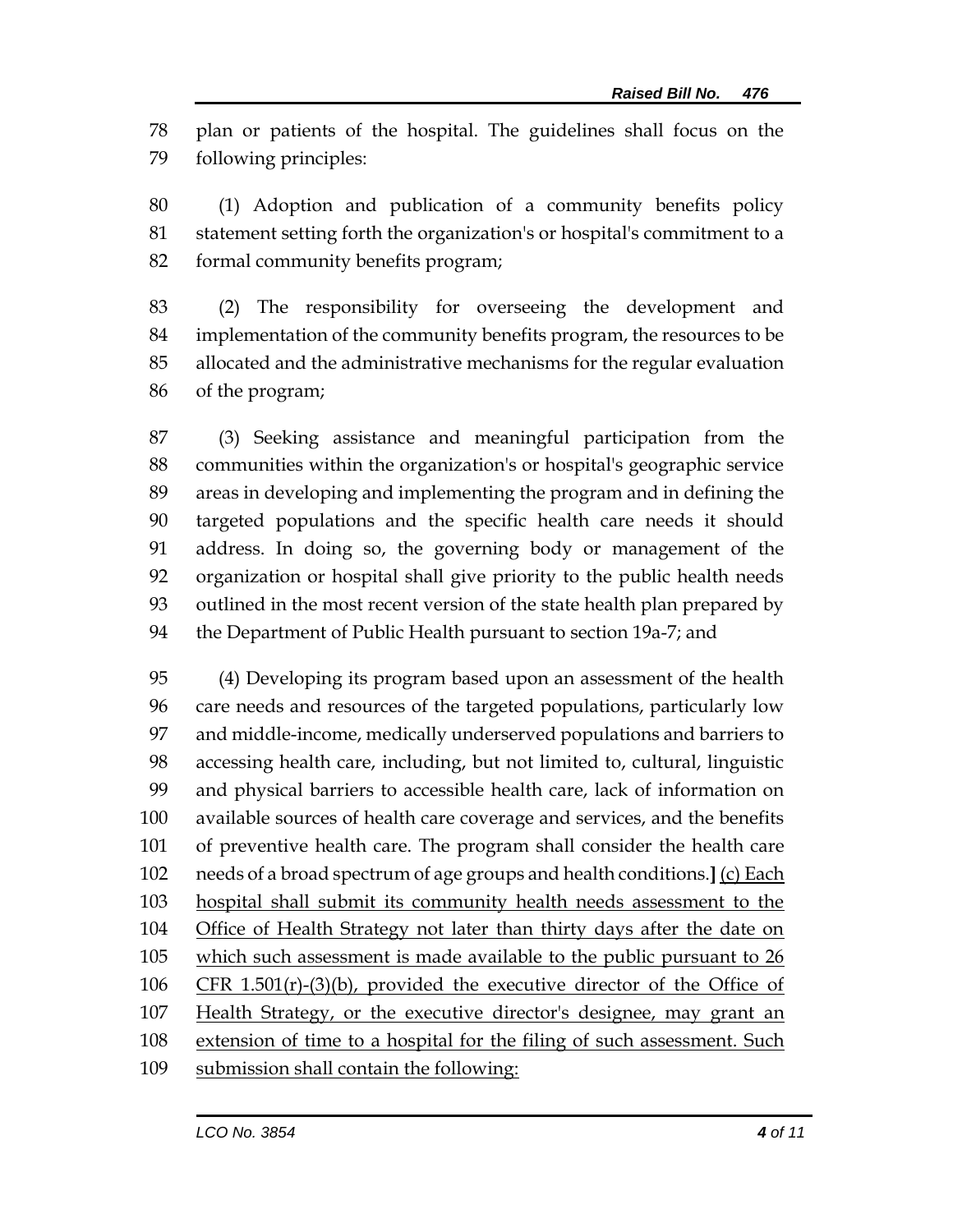plan or patients of the hospital. The guidelines shall focus on the following principles:

(1) Adoption and publication of a community benefits policy statement setting forth the organization's or hospital's commitment to a formal community benefits program;

(2) The responsibility for overseeing the development and implementation of the community benefits program, the resources to be allocated and the administrative mechanisms for the regular evaluation of the program;

(3) Seeking assistance and meaningful participation from the communities within the organization's or hospital's geographic service areas in developing and implementing the program and in defining the targeted populations and the specific health care needs it should address. In doing so, the governing body or management of the organization or hospital shall give priority to the public health needs outlined in the most recent version of the state health plan prepared by the Department of Public Health pursuant to section 19a-7; and

(4) Developing its program based upon an assessment of the health care needs and resources of the targeted populations, particularly low and middle-income, medically underserved populations and barriers to accessing health care, including, but not limited to, cultural, linguistic and physical barriers to accessible health care, lack of information on available sources of health care coverage and services, and the benefits of preventive health care. The program shall consider the health care needs of a broad spectrum of age groups and health conditions.] <u>(c) Each hospital shall submit its community health needs assessment to the Office of Health Strategy not later than thirty days after the date on which such assessment is made available to the public pursuant to 26 CFR 1.501(r)-(3)(b), provided the executive director of the Office of Health Strategy, or the executive director's designee, may grant an extension of time to a hospital for the filing of such assessment. Such submission shall contain the following:</u>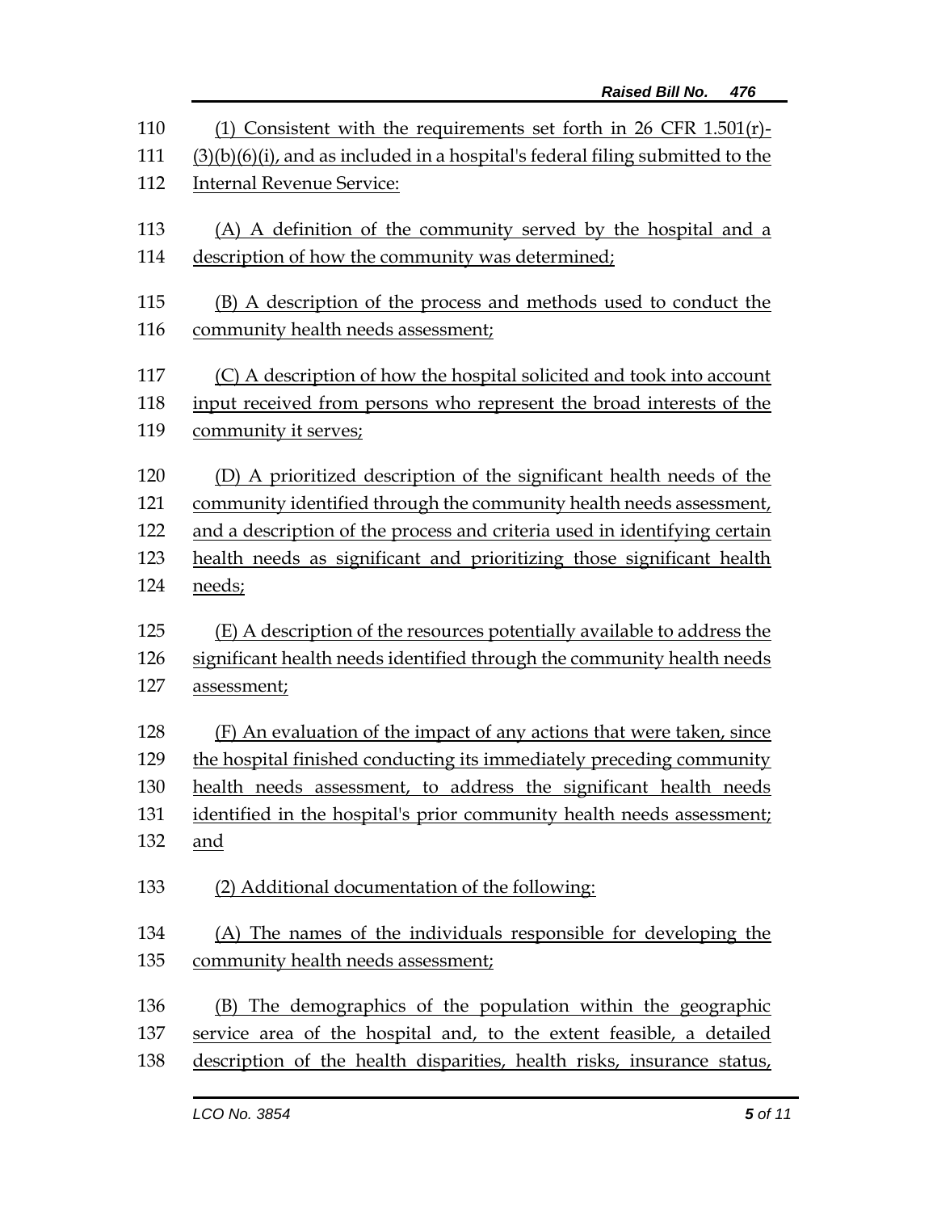(1) Consistent with the requirements set forth in 26 CFR 1.501(r)-(3)(b)(6)(i), and as included in a hospital's federal filing submitted to the Internal Revenue Service:

(A) A definition of the community served by the hospital and a description of how the community was determined;

(B) A description of the process and methods used to conduct the community health needs assessment;

(C) A description of how the hospital solicited and took into account input received from persons who represent the broad interests of the community it serves;

(D) A prioritized description of the significant health needs of the community identified through the community health needs assessment, and a description of the process and criteria used in identifying certain health needs as significant and prioritizing those significant health needs;

(E) A description of the resources potentially available to address the significant health needs identified through the community health needs assessment;

(F) An evaluation of the impact of any actions that were taken, since the hospital finished conducting its immediately preceding community health needs assessment, to address the significant health needs identified in the hospital's prior community health needs assessment; and

(2) Additional documentation of the following:

(A) The names of the individuals responsible for developing the community health needs assessment;

(B) The demographics of the population within the geographic service area of the hospital and, to the extent feasible, a detailed description of the health disparities, health risks, insurance status,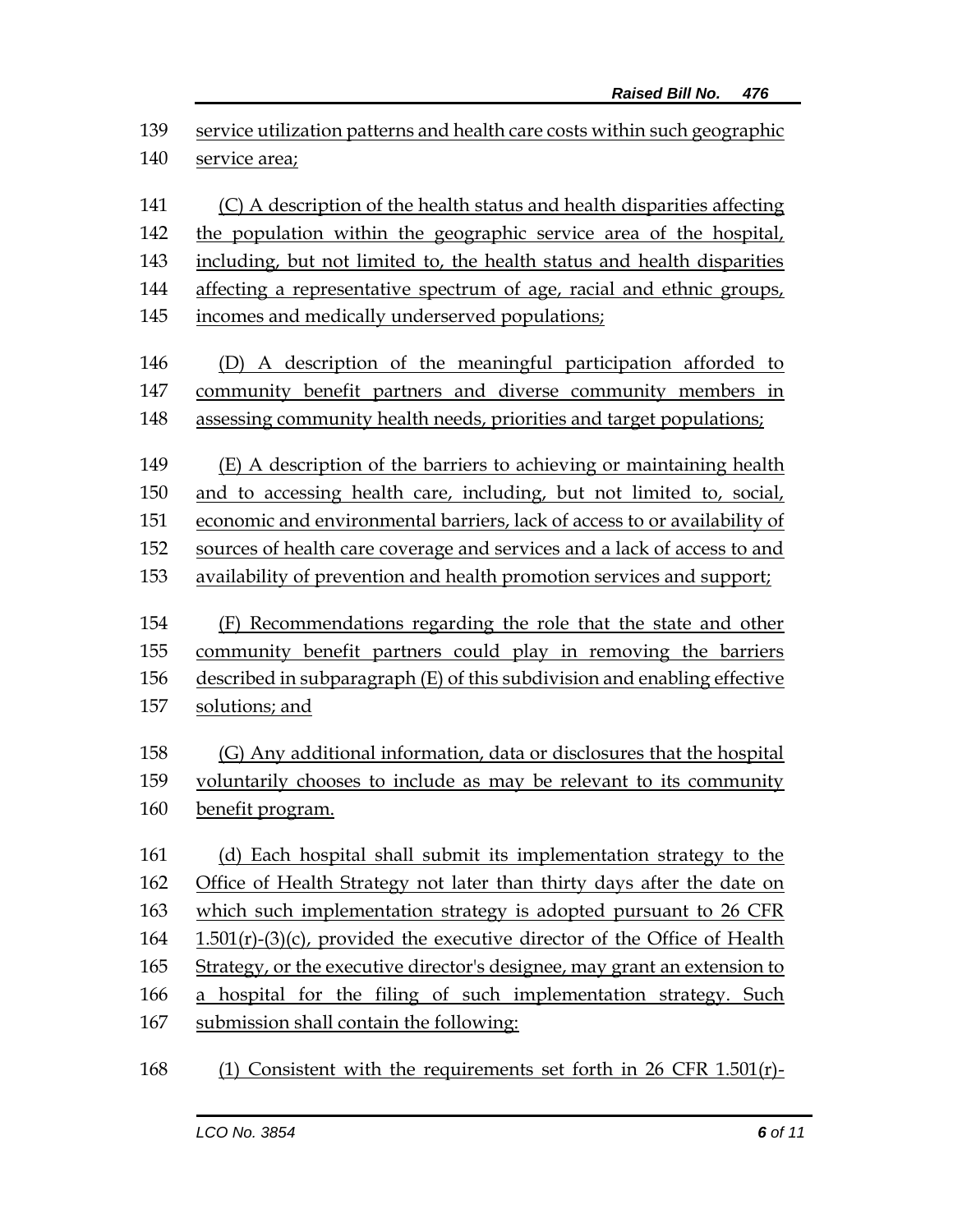service utilization patterns and health care costs within such geographic service area;

(C) A description of the health status and health disparities affecting the population within the geographic service area of the hospital, including, but not limited to, the health status and health disparities affecting a representative spectrum of age, racial and ethnic groups, incomes and medically underserved populations;

(D) A description of the meaningful participation afforded to community benefit partners and diverse community members in assessing community health needs, priorities and target populations;

(E) A description of the barriers to achieving or maintaining health and to accessing health care, including, but not limited to, social, economic and environmental barriers, lack of access to or availability of sources of health care coverage and services and a lack of access to and availability of prevention and health promotion services and support;

(F) Recommendations regarding the role that the state and other community benefit partners could play in removing the barriers described in subparagraph (E) of this subdivision and enabling effective solutions; and

(G) Any additional information, data or disclosures that the hospital voluntarily chooses to include as may be relevant to its community benefit program.

(d) Each hospital shall submit its implementation strategy to the Office of Health Strategy not later than thirty days after the date on which such implementation strategy is adopted pursuant to 26 CFR 1.501(r)-(3)(c), provided the executive director of the Office of Health Strategy, or the executive director's designee, may grant an extension to a hospital for the filing of such implementation strategy. Such submission shall contain the following:

(1) Consistent with the requirements set forth in 26 CFR 1.501(r)-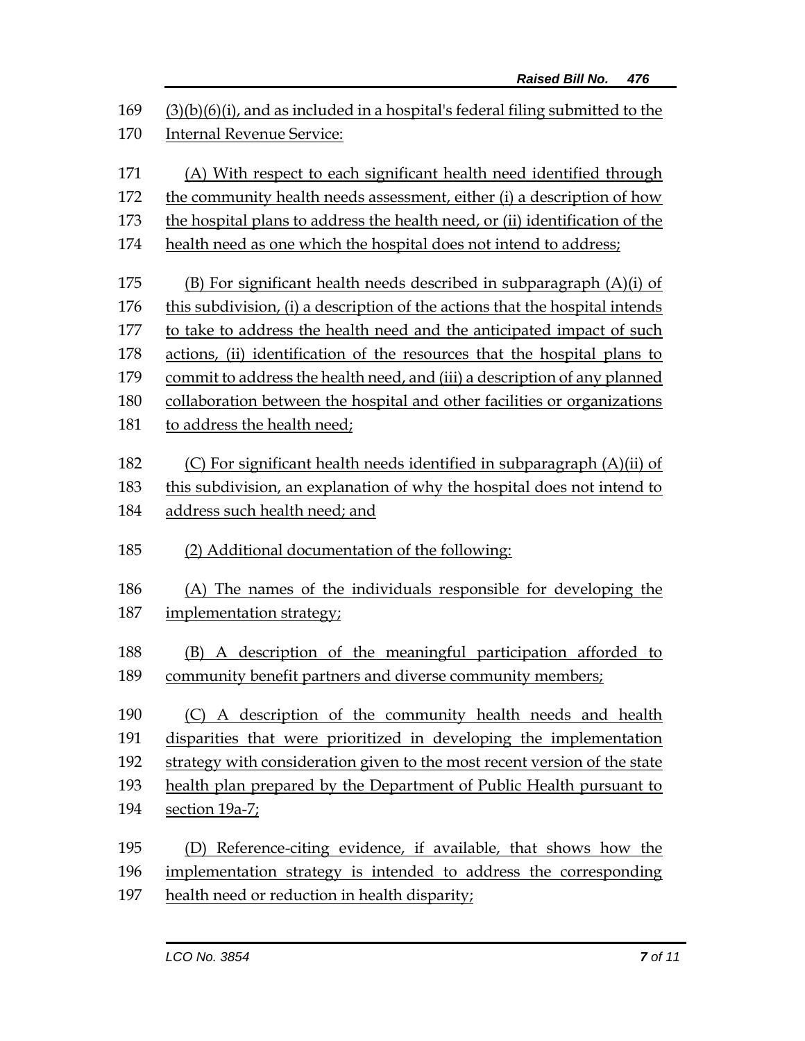(3)(b)(6)(i), and as included in a hospital's federal filing submitted to the Internal Revenue Service:

(A) With respect to each significant health need identified through the community health needs assessment, either (i) a description of how the hospital plans to address the health need, or (ii) identification of the health need as one which the hospital does not intend to address;

(B) For significant health needs described in subparagraph (A)(i) of this subdivision, (i) a description of the actions that the hospital intends to take to address the health need and the anticipated impact of such actions, (ii) identification of the resources that the hospital plans to commit to address the health need, and (iii) a description of any planned collaboration between the hospital and other facilities or organizations to address the health need;

(C) For significant health needs identified in subparagraph (A)(ii) of this subdivision, an explanation of why the hospital does not intend to address such health need; and

(2) Additional documentation of the following:

(A) The names of the individuals responsible for developing the implementation strategy;

(B) A description of the meaningful participation afforded to community benefit partners and diverse community members;

(C) A description of the community health needs and health disparities that were prioritized in developing the implementation strategy with consideration given to the most recent version of the state health plan prepared by the Department of Public Health pursuant to section 19a-7;

(D) Reference-citing evidence, if available, that shows how the implementation strategy is intended to address the corresponding health need or reduction in health disparity;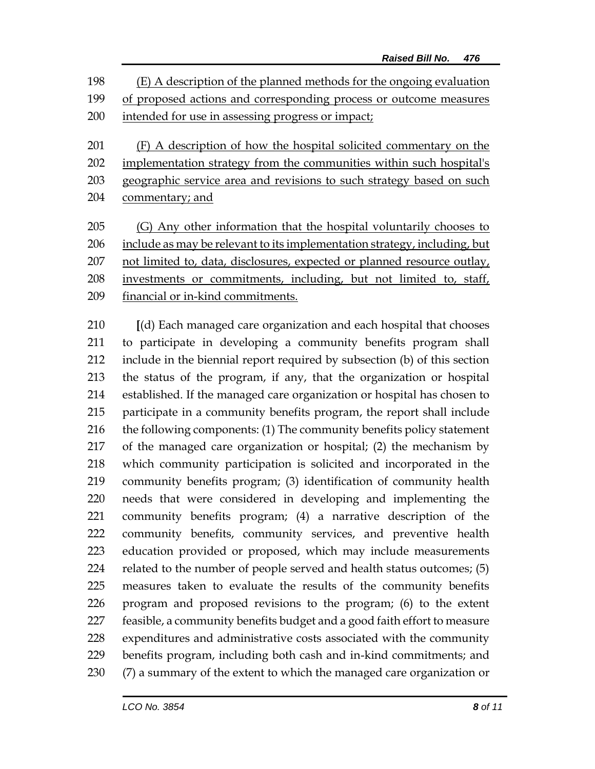198 (E) A description of the planned methods for the ongoing evaluation
199 of proposed actions and corresponding process or outcome measures
200 intended for use in assessing progress or impact;

201 (F) A description of how the hospital solicited commentary on the
202 implementation strategy from the communities within such hospital's
203 geographic service area and revisions to such strategy based on such
204 commentary; and

205 (G) Any other information that the hospital voluntarily chooses to
206 include as may be relevant to its implementation strategy, including, but
207 not limited to, data, disclosures, expected or planned resource outlay,
208 investments or commitments, including, but not limited to, staff,
209 financial or in-kind commitments.

210 **[**(d) Each managed care organization and each hospital that chooses
211 to participate in developing a community benefits program shall
212 include in the biennial report required by subsection (b) of this section
213 the status of the program, if any, that the organization or hospital
214 established. If the managed care organization or hospital has chosen to
215 participate in a community benefits program, the report shall include
216 the following components: (1) The community benefits policy statement
217 of the managed care organization or hospital; (2) the mechanism by
218 which community participation is solicited and incorporated in the
219 community benefits program; (3) identification of community health
220 needs that were considered in developing and implementing the
221 community benefits program; (4) a narrative description of the
222 community benefits, community services, and preventive health
223 education provided or proposed, which may include measurements
224 related to the number of people served and health status outcomes; (5)
225 measures taken to evaluate the results of the community benefits
226 program and proposed revisions to the program; (6) to the extent
227 feasible, a community benefits budget and a good faith effort to measure
228 expenditures and administrative costs associated with the community
229 benefits program, including both cash and in-kind commitments; and
230 (7) a summary of the extent to which the managed care organization or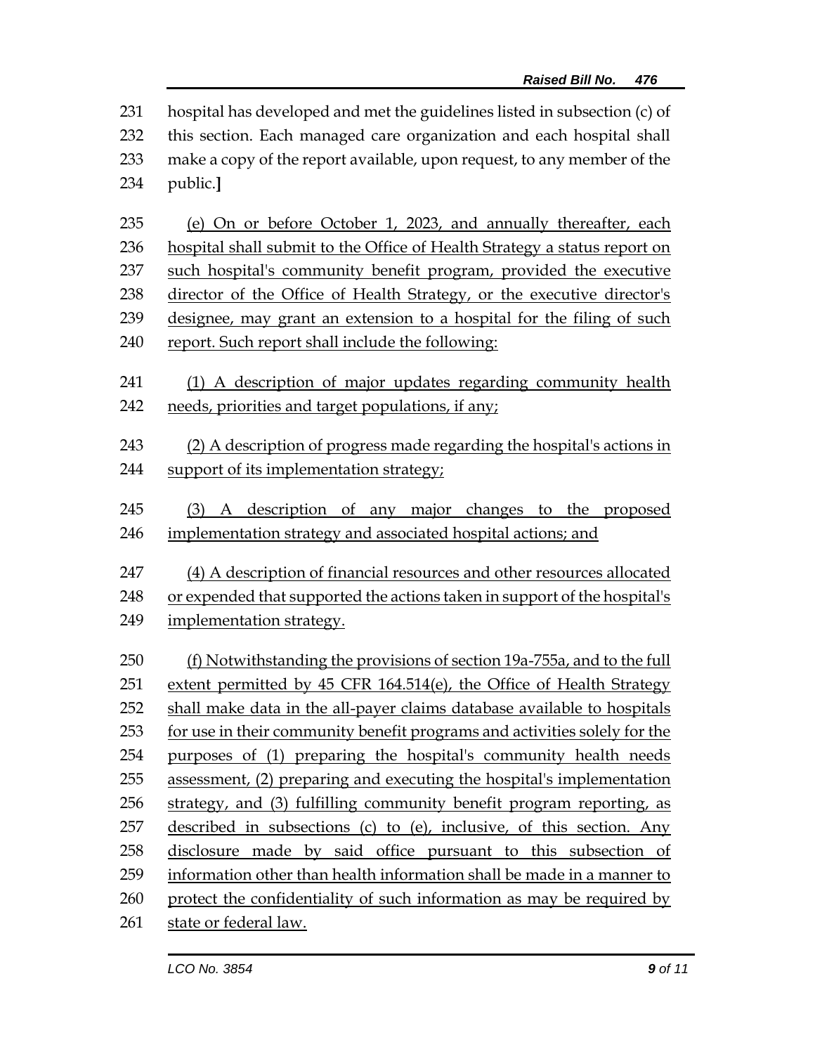hospital has developed and met the guidelines listed in subsection (c) of this section. Each managed care organization and each hospital shall make a copy of the report available, upon request, to any member of the public.]

<u>(e) On or before October 1, 2023, and annually thereafter, each hospital shall submit to the Office of Health Strategy a status report on such hospital's community benefit program, provided the executive director of the Office of Health Strategy, or the executive director's designee, may grant an extension to a hospital for the filing of such report. Such report shall include the following:</u>

<u>(1) A description of major updates regarding community health needs, priorities and target populations, if any;</u>

<u>(2) A description of progress made regarding the hospital's actions in support of its implementation strategy;</u>

<u>(3) A description of any major changes to the proposed implementation strategy and associated hospital actions; and</u>

<u>(4) A description of financial resources and other resources allocated or expended that supported the actions taken in support of the hospital's implementation strategy.</u>

<u>(f) Notwithstanding the provisions of section 19a-755a, and to the full extent permitted by 45 CFR 164.514(e), the Office of Health Strategy shall make data in the all-payer claims database available to hospitals for use in their community benefit programs and activities solely for the purposes of (1) preparing the hospital's community health needs assessment, (2) preparing and executing the hospital's implementation strategy, and (3) fulfilling community benefit program reporting, as described in subsections (c) to (e), inclusive, of this section. Any disclosure made by said office pursuant to this subsection of information other than health information shall be made in a manner to protect the confidentiality of such information as may be required by state or federal law.</u>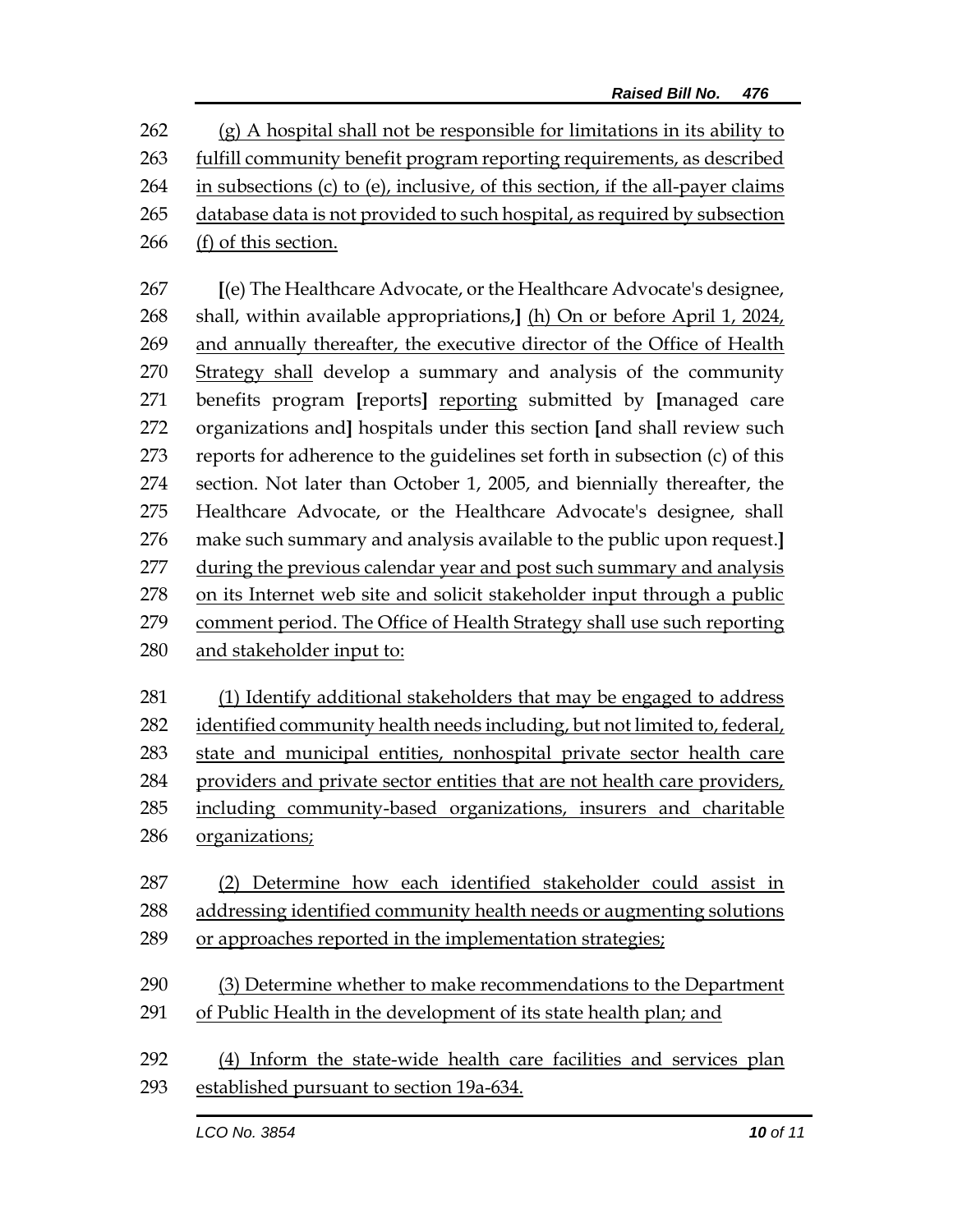262 (g) A hospital shall not be responsible for limitations in its ability to
263 fulfill community benefit program reporting requirements, as described
264 in subsections (c) to (e), inclusive, of this section, if the all-payer claims
265 database data is not provided to such hospital, as required by subsection
266 (f) of this section.

267 [(e) The Healthcare Advocate, or the Healthcare Advocate's designee,
268 shall, within available appropriations,] (h) On or before April 1, 2024,
269 and annually thereafter, the executive director of the Office of Health
270 Strategy shall develop a summary and analysis of the community
271 benefits program [reports] reporting submitted by [managed care
272 organizations and] hospitals under this section [and shall review such
273 reports for adherence to the guidelines set forth in subsection (c) of this
274 section. Not later than October 1, 2005, and biennially thereafter, the
275 Healthcare Advocate, or the Healthcare Advocate's designee, shall
276 make such summary and analysis available to the public upon request.]
277 during the previous calendar year and post such summary and analysis
278 on its Internet web site and solicit stakeholder input through a public
279 comment period. The Office of Health Strategy shall use such reporting
280 and stakeholder input to:

281 (1) Identify additional stakeholders that may be engaged to address
282 identified community health needs including, but not limited to, federal,
283 state and municipal entities, nonhospital private sector health care
284 providers and private sector entities that are not health care providers,
285 including community-based organizations, insurers and charitable
286 organizations;

287 (2) Determine how each identified stakeholder could assist in
288 addressing identified community health needs or augmenting solutions
289 or approaches reported in the implementation strategies;

290 (3) Determine whether to make recommendations to the Department
291 of Public Health in the development of its state health plan; and

292 (4) Inform the state-wide health care facilities and services plan
293 established pursuant to section 19a-634.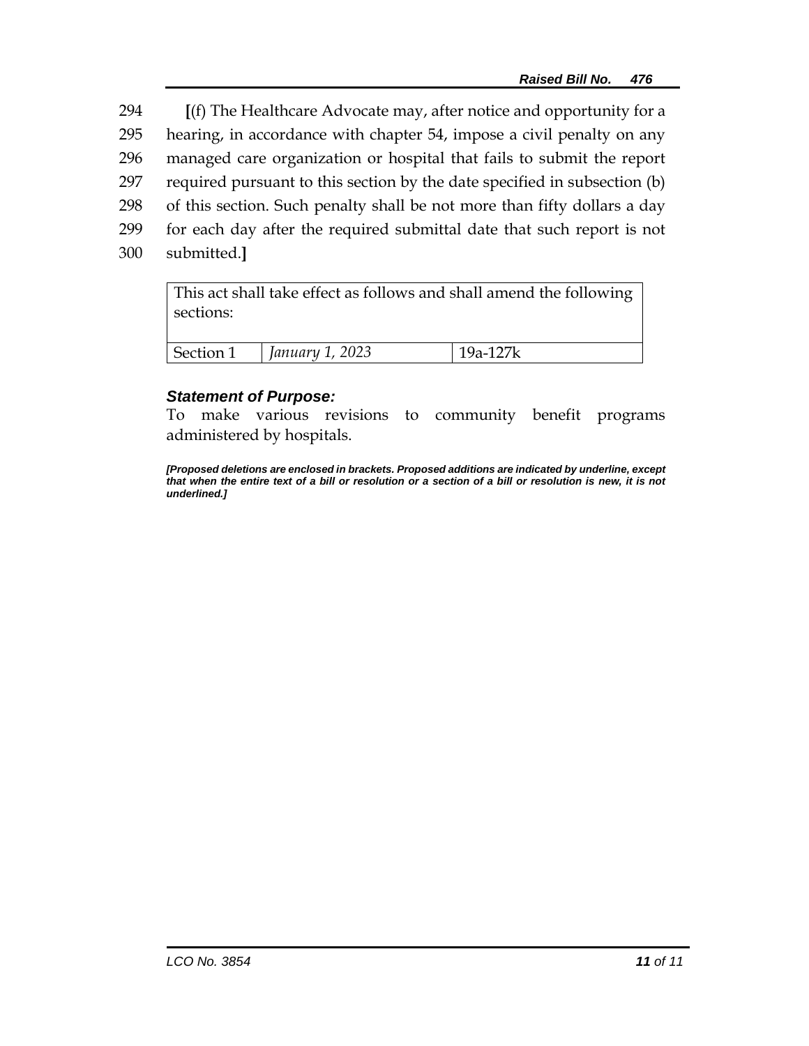294 **[**(f) The Healthcare Advocate may, after notice and opportunity for a
295 hearing, in accordance with chapter 54, impose a civil penalty on any
296 managed care organization or hospital that fails to submit the report
297 required pursuant to this section by the date specified in subsection (b)
298 of this section. Such penalty shall be not more than fifty dollars a day
299 for each day after the required submittal date that such report is not
300 submitted.**]**

| This act shall take effect as follows and shall amend the following sections: | | |
|---|---|---|
| Section 1 | *January 1, 2023* | 19a-127k |

***Statement of Purpose:***

To make various revisions to community benefit programs administered by hospitals.

***[Proposed deletions are enclosed in brackets. Proposed additions are indicated by underline, except that when the entire text of a bill or resolution or a section of a bill or resolution is new, it is not underlined.]***